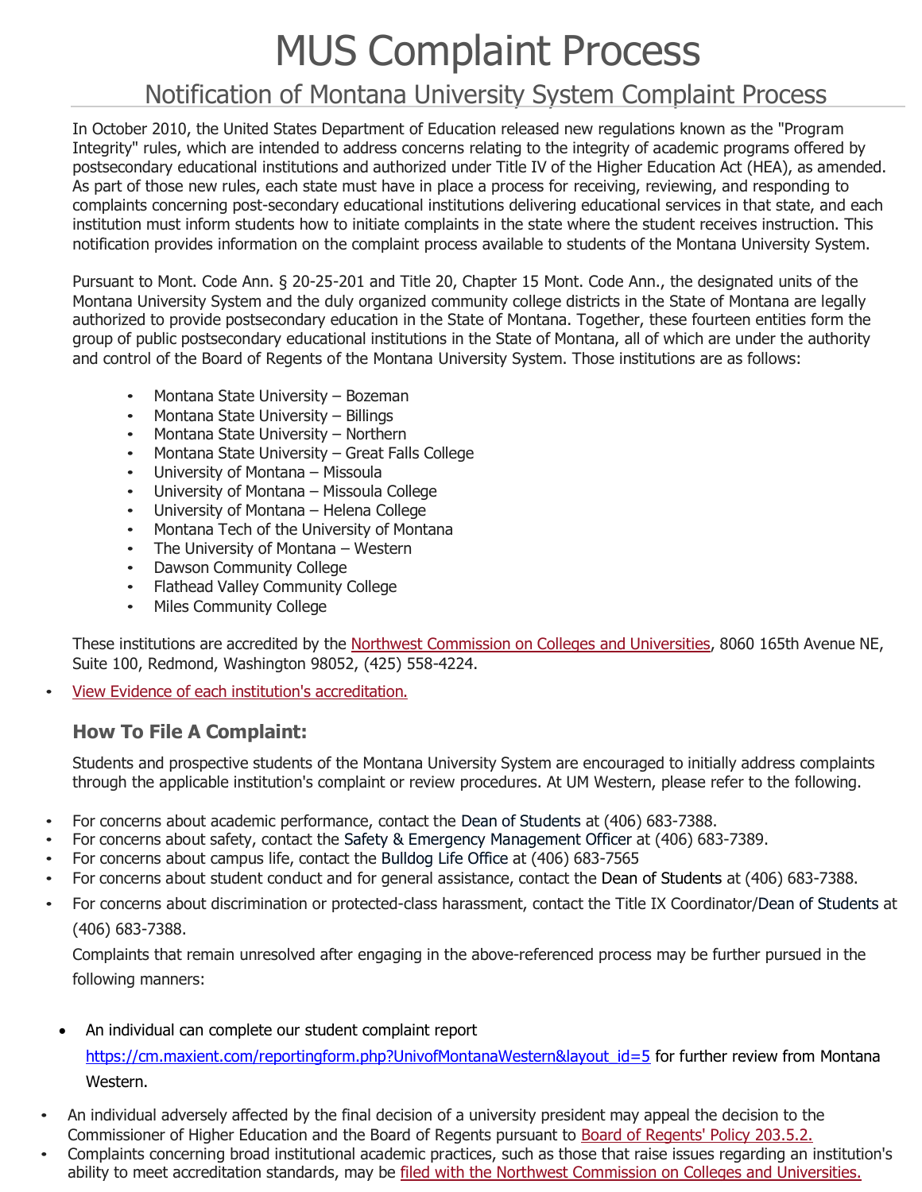# MUS Complaint Process

## Notification of Montana University System Complaint Process

In October 2010, the United States Department of Education released new regulations known as the "Program Integrity" rules, which are intended to address concerns relating to the integrity of academic programs offered by postsecondary educational institutions and authorized under Title IV of the Higher Education Act (HEA), as amended. As part of those new rules, each state must have in place a process for receiving, reviewing, and responding to complaints concerning post-secondary educational institutions delivering educational services in that state, and each institution must inform students how to initiate complaints in the state where the student receives instruction. This notification provides information on the complaint process available to students of the Montana University System.

Pursuant to Mont. Code Ann. § 20-25-201 and Title 20, Chapter 15 Mont. Code Ann., the designated units of the Montana University System and the duly organized community college districts in the State of Montana are legally authorized to provide postsecondary education in the State of Montana. Together, these fourteen entities form the group of public postsecondary educational institutions in the State of Montana, all of which are under the authority and control of the Board of Regents of the Montana University System. Those institutions are as follows:

- Montana State University – Bozeman
- Montana State University – Billings
- Montana State University – Northern
- Montana State University – Great Falls College
- University of Montana – Missoula
- University of Montana – Missoula College
- University of Montana – Helena College
- Montana Tech of the University of Montana
- The University of Montana – Western
- Dawson Community College
- Flathead Valley Community College
- Miles Community College

These institutions are accredited by the Northwest Commission on Colleges and Universities, 8060 165th Avenue NE, Suite 100, Redmond, Washington 98052, (425) 558-4224.

- View Evidence of each institution's accreditation.

### How To File A Complaint:

Students and prospective students of the Montana University System are encouraged to initially address complaints through the applicable institution's complaint or review procedures. At UM Western, please refer to the following.

- For concerns about academic performance, contact the Dean of Students at (406) 683-7388.
- For concerns about safety, contact the Safety & Emergency Management Officer at (406) 683-7389.
- For concerns about campus life, contact the Bulldog Life Office at (406) 683-7565
- For concerns about student conduct and for general assistance, contact the Dean of Students at (406) 683-7388.
- For concerns about discrimination or protected-class harassment, contact the Title IX Coordinator/Dean of Students at (406) 683-7388.

Complaints that remain unresolved after engaging in the above-referenced process may be further pursued in the following manners:

- An individual can complete our student complaint report https://cm.maxient.com/reportingform.php?UnivofMontanaWestern&layout_id=5 for further review from Montana Western.
- An individual adversely affected by the final decision of a university president may appeal the decision to the Commissioner of Higher Education and the Board of Regents pursuant to Board of Regents' Policy 203.5.2.
- Complaints concerning broad institutional academic practices, such as those that raise issues regarding an institution's ability to meet accreditation standards, may be filed with the Northwest Commission on Colleges and Universities.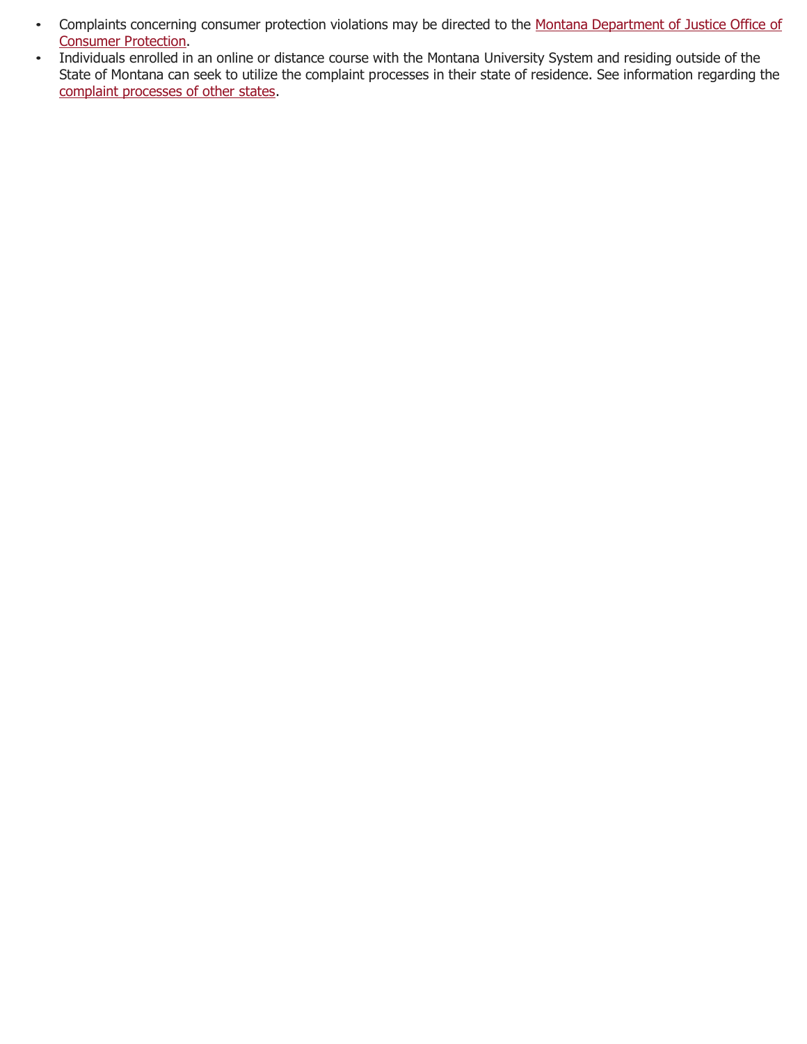- Complaints concerning consumer protection violations may be directed to the Montana Department of Justice Office of Consumer Protection.
- Individuals enrolled in an online or distance course with the Montana University System and residing outside of the State of Montana can seek to utilize the complaint processes in their state of residence. See information regarding the complaint processes of other states.